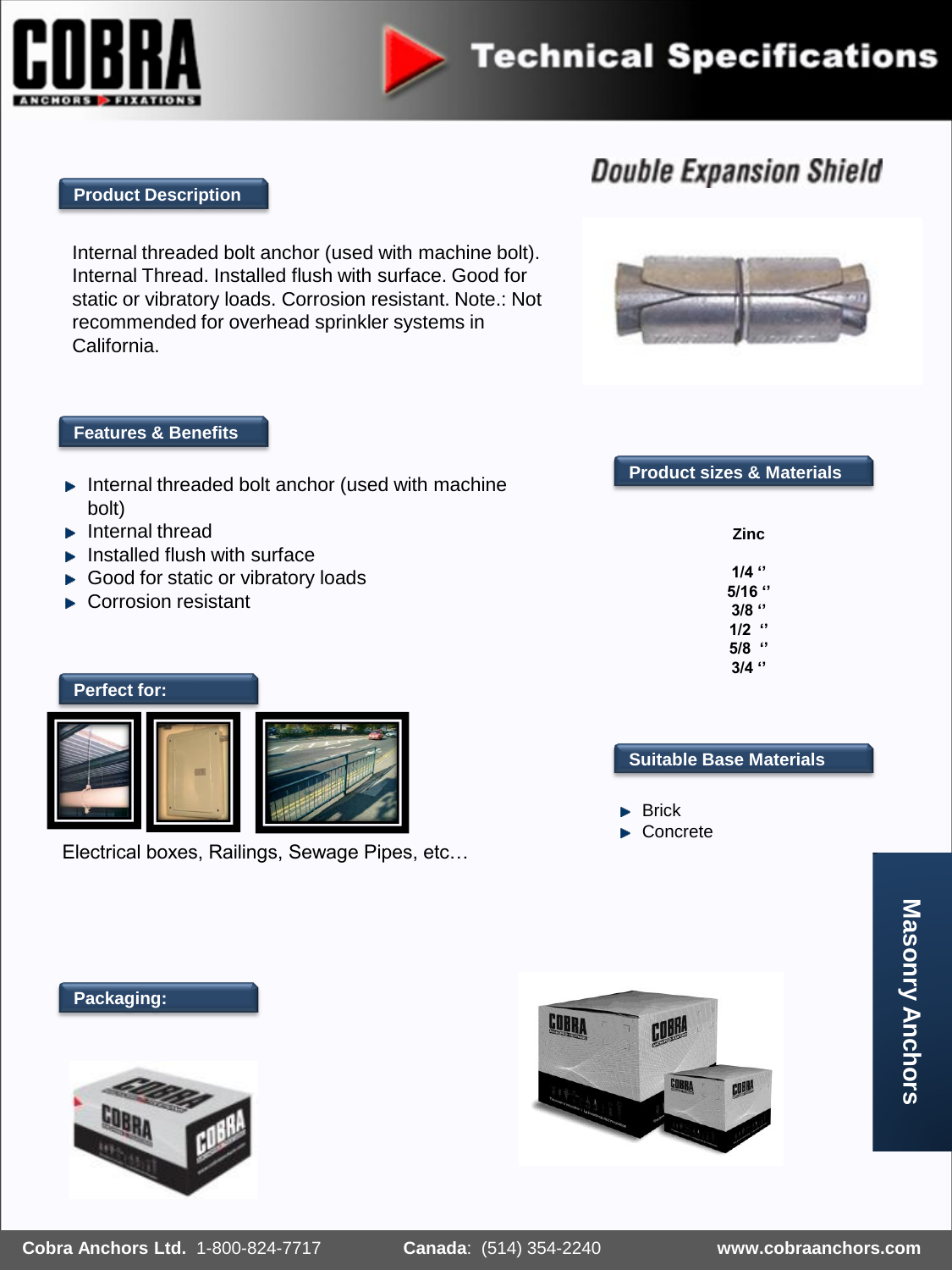# Technical Specifications

## Double Expansion Shield

### Product Description

Internal threaded bolt anchor (used with machine bolt). Internal Thread. Installed flush with surface. Good for static or vibratory loads. Corrosion resistant. Note.: Not recommended for overhead sprinkler systems in California.

### Features & Benefits

- Internal threaded bolt anchor (used with machine bolt)
- Internal thread
- Installed flush with surface
- Good for static or vibratory loads
- Corrosion resistant

### Perfect for:

Electrical boxes, Railings, Sewage Pipes, etc…

### Product sizes & Materials

**Zinc**

**1/4 ''**
**5/16 ''**
**3/8 ''**
**1/2 ''**
**5/8 ''**
**3/4 ''**

### Suitable Base Materials

- Brick
- Concrete

Masonry Anchors

### Packaging:

**Cobra Anchors Ltd.** 1-800-824-7717 **Canada**: (514) 354-2240 **www.cobraanchors.com**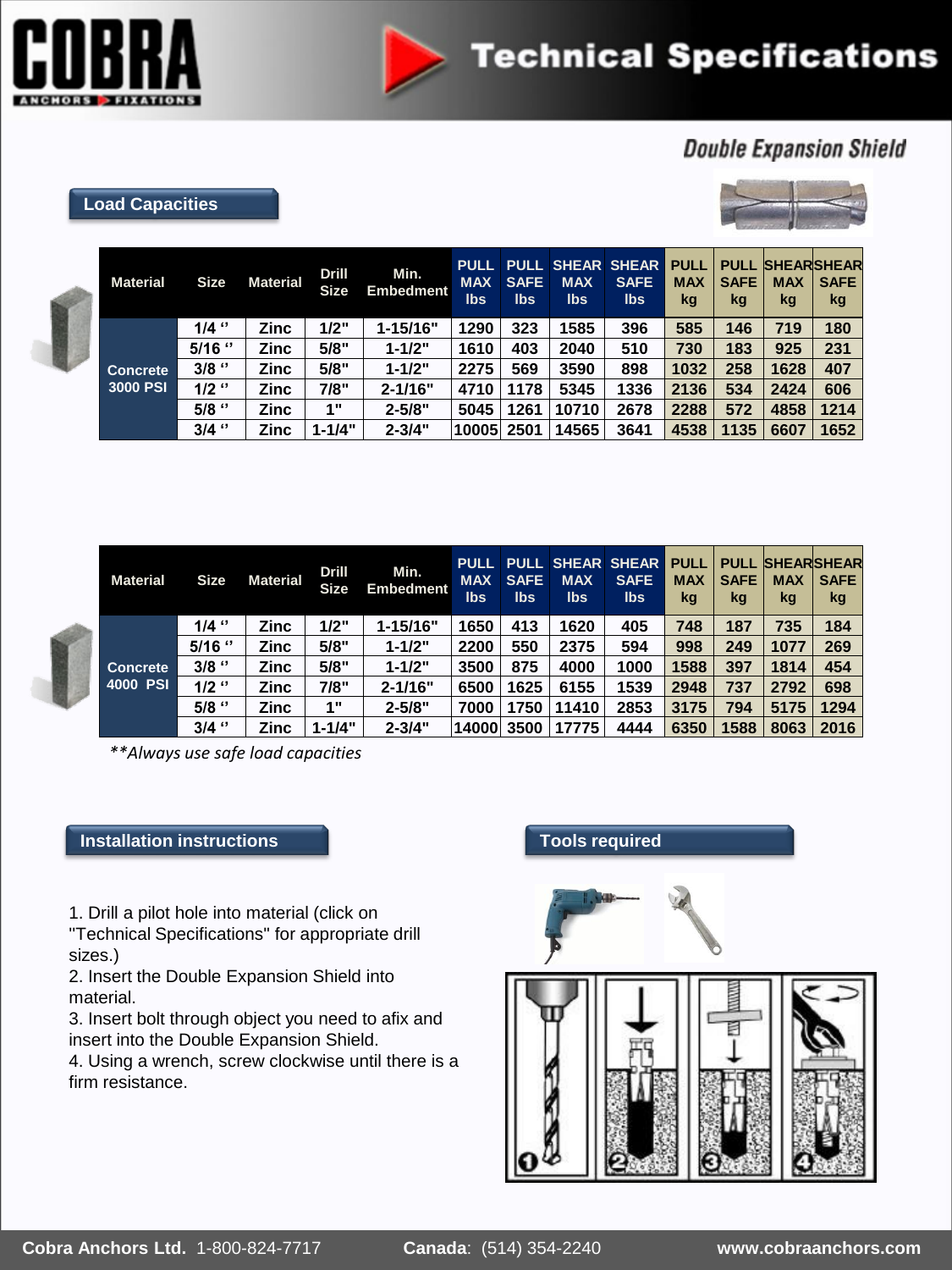# Technical Specifications

## Double Expansion Shield

### Load Capacities

| Material | Size | Material | Drill Size | Min. Embedment | PULL MAX lbs | PULL SAFE lbs | SHEAR MAX lbs | SHEAR SAFE lbs | PULL MAX kg | PULL SAFE kg | SHEAR MAX kg | SHEAR SAFE kg |
|---|---|---|---|---|---|---|---|---|---|---|---|---|
| Concrete 3000 PSI | 1/4 ‘’ | Zinc | 1/2" | 1-15/16" | 1290 | 323 | 1585 | 396 | 585 | 146 | 719 | 180 |
| | 5/16 ‘’ | Zinc | 5/8" | 1-1/2" | 1610 | 403 | 2040 | 510 | 730 | 183 | 925 | 231 |
| | 3/8 ‘’ | Zinc | 5/8" | 1-1/2" | 2275 | 569 | 3590 | 898 | 1032 | 258 | 1628 | 407 |
| | 1/2 ‘’ | Zinc | 7/8" | 2-1/16" | 4710 | 1178 | 5345 | 1336 | 2136 | 534 | 2424 | 606 |
| | 5/8 ‘’ | Zinc | 1" | 2-5/8" | 5045 | 1261 | 10710 | 2678 | 2288 | 572 | 4858 | 1214 |
| | 3/4 ‘’ | Zinc | 1-1/4" | 2-3/4" | 10005 | 2501 | 14565 | 3641 | 4538 | 1135 | 6607 | 1652 |

| Material | Size | Material | Drill Size | Min. Embedment | PULL MAX lbs | PULL SAFE lbs | SHEAR MAX lbs | SHEAR SAFE lbs | PULL MAX kg | PULL SAFE kg | SHEAR MAX kg | SHEAR SAFE kg |
|---|---|---|---|---|---|---|---|---|---|---|---|---|
| Concrete 4000 PSI | 1/4 ‘’ | Zinc | 1/2" | 1-15/16" | 1650 | 413 | 1620 | 405 | 748 | 187 | 735 | 184 |
| | 5/16 ‘’ | Zinc | 5/8" | 1-1/2" | 2200 | 550 | 2375 | 594 | 998 | 249 | 1077 | 269 |
| | 3/8 ‘’ | Zinc | 5/8" | 1-1/2" | 3500 | 875 | 4000 | 1000 | 1588 | 397 | 1814 | 454 |
| | 1/2 ‘’ | Zinc | 7/8" | 2-1/16" | 6500 | 1625 | 6155 | 1539 | 2948 | 737 | 2792 | 698 |
| | 5/8 ‘’ | Zinc | 1" | 2-5/8" | 7000 | 1750 | 11410 | 2853 | 3175 | 794 | 5175 | 1294 |
| | 3/4 ‘’ | Zinc | 1-1/4" | 2-3/4" | 14000 | 3500 | 17775 | 4444 | 6350 | 1588 | 8063 | 2016 |

*\*\*Always use safe load capacities*

### Installation instructions

1. Drill a pilot hole into material (click on "Technical Specifications" for appropriate drill sizes.)
2. Insert the Double Expansion Shield into material.
3. Insert bolt through object you need to afix and insert into the Double Expansion Shield.
4. Using a wrench, screw clockwise until there is a firm resistance.

### Tools required

**Cobra Anchors Ltd.** 1-800-824-7717 **Canada**: (514) 354-2240 **www.cobraanchors.com**